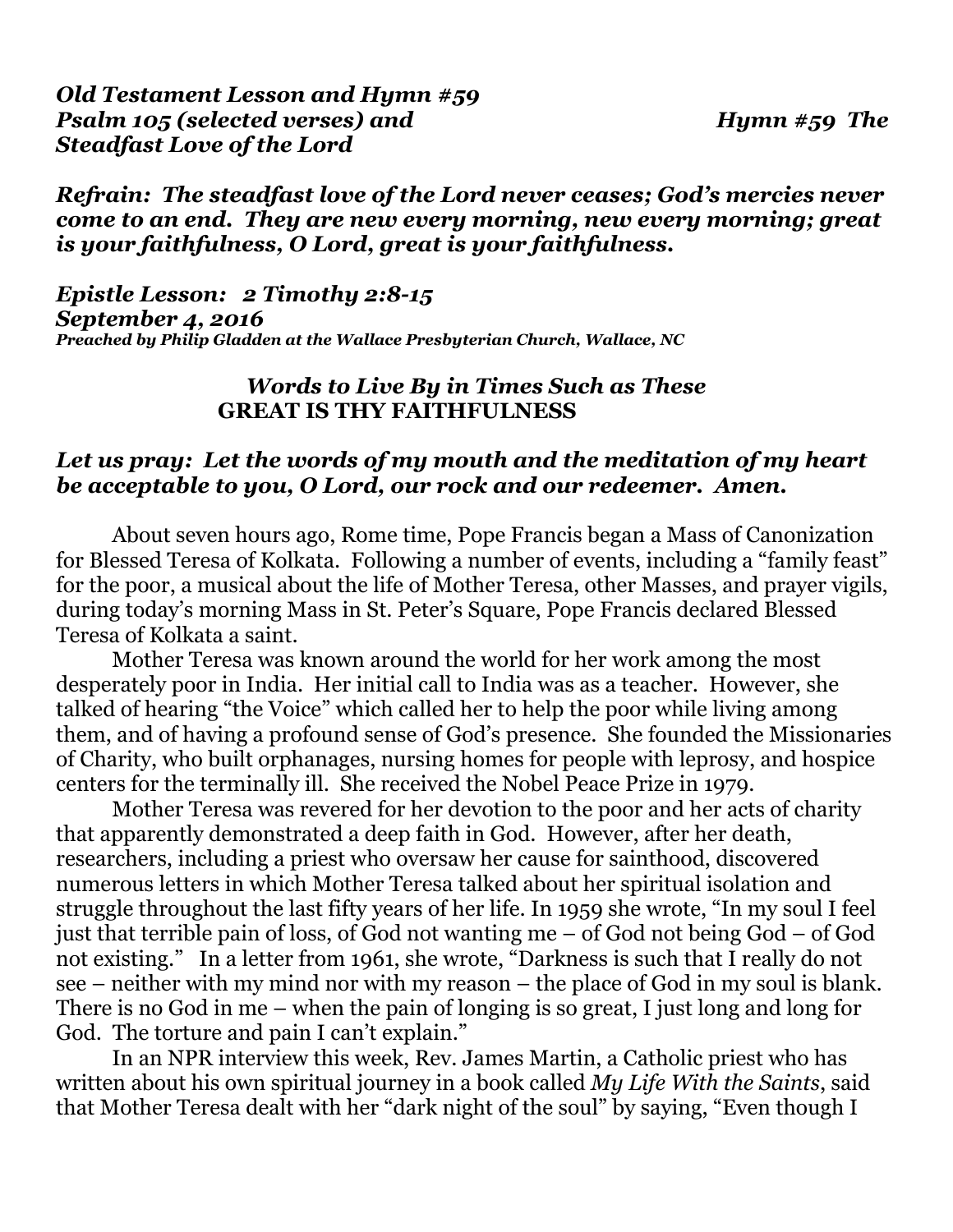***Old Testament Lesson and Hymn #59***
***Psalm 105 (selected verses) and Hymn #59 The Steadfast Love of the Lord***

***Refrain: The steadfast love of the Lord never ceases; God's mercies never come to an end. They are new every morning, new every morning; great is your faithfulness, O Lord, great is your faithfulness.***

***Epistle Lesson: 2 Timothy 2:8-15***
***September 4, 2016***
***Preached by Philip Gladden at the Wallace Presbyterian Church, Wallace, NC***

### *Words to Live By in Times Such as These*
### **GREAT IS THY FAITHFULNESS**

***Let us pray: Let the words of my mouth and the meditation of my heart be acceptable to you, O Lord, our rock and our redeemer. Amen.***

About seven hours ago, Rome time, Pope Francis began a Mass of Canonization for Blessed Teresa of Kolkata. Following a number of events, including a "family feast" for the poor, a musical about the life of Mother Teresa, other Masses, and prayer vigils, during today's morning Mass in St. Peter's Square, Pope Francis declared Blessed Teresa of Kolkata a saint.

Mother Teresa was known around the world for her work among the most desperately poor in India. Her initial call to India was as a teacher. However, she talked of hearing "the Voice" which called her to help the poor while living among them, and of having a profound sense of God's presence. She founded the Missionaries of Charity, who built orphanages, nursing homes for people with leprosy, and hospice centers for the terminally ill. She received the Nobel Peace Prize in 1979.

Mother Teresa was revered for her devotion to the poor and her acts of charity that apparently demonstrated a deep faith in God. However, after her death, researchers, including a priest who oversaw her cause for sainthood, discovered numerous letters in which Mother Teresa talked about her spiritual isolation and struggle throughout the last fifty years of her life. In 1959 she wrote, "In my soul I feel just that terrible pain of loss, of God not wanting me – of God not being God – of God not existing." In a letter from 1961, she wrote, "Darkness is such that I really do not see – neither with my mind nor with my reason – the place of God in my soul is blank. There is no God in me – when the pain of longing is so great, I just long and long for God. The torture and pain I can't explain."

In an NPR interview this week, Rev. James Martin, a Catholic priest who has written about his own spiritual journey in a book called *My Life With the Saints*, said that Mother Teresa dealt with her "dark night of the soul" by saying, "Even though I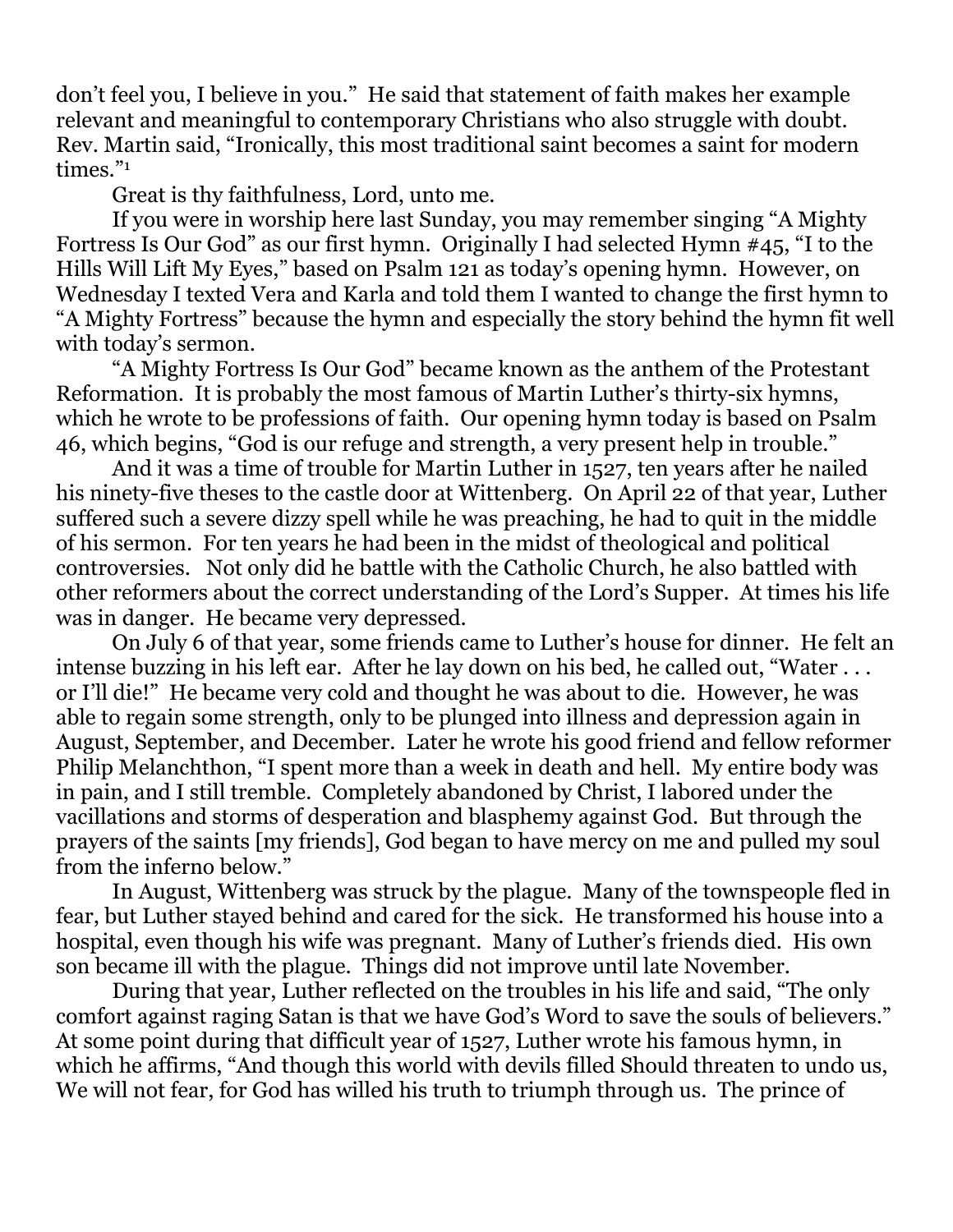don't feel you, I believe in you." He said that statement of faith makes her example relevant and meaningful to contemporary Christians who also struggle with doubt. Rev. Martin said, "Ironically, this most traditional saint becomes a saint for modern times."[1]

Great is thy faithfulness, Lord, unto me.

If you were in worship here last Sunday, you may remember singing "A Mighty Fortress Is Our God" as our first hymn. Originally I had selected Hymn #45, "I to the Hills Will Lift My Eyes," based on Psalm 121 as today's opening hymn. However, on Wednesday I texted Vera and Karla and told them I wanted to change the first hymn to "A Mighty Fortress" because the hymn and especially the story behind the hymn fit well with today's sermon.

"A Mighty Fortress Is Our God" became known as the anthem of the Protestant Reformation. It is probably the most famous of Martin Luther's thirty-six hymns, which he wrote to be professions of faith. Our opening hymn today is based on Psalm 46, which begins, "God is our refuge and strength, a very present help in trouble."

And it was a time of trouble for Martin Luther in 1527, ten years after he nailed his ninety-five theses to the castle door at Wittenberg. On April 22 of that year, Luther suffered such a severe dizzy spell while he was preaching, he had to quit in the middle of his sermon. For ten years he had been in the midst of theological and political controversies. Not only did he battle with the Catholic Church, he also battled with other reformers about the correct understanding of the Lord's Supper. At times his life was in danger. He became very depressed.

On July 6 of that year, some friends came to Luther's house for dinner. He felt an intense buzzing in his left ear. After he lay down on his bed, he called out, "Water . . . or I'll die!" He became very cold and thought he was about to die. However, he was able to regain some strength, only to be plunged into illness and depression again in August, September, and December. Later he wrote his good friend and fellow reformer Philip Melanchthon, "I spent more than a week in death and hell. My entire body was in pain, and I still tremble. Completely abandoned by Christ, I labored under the vacillations and storms of desperation and blasphemy against God. But through the prayers of the saints [my friends], God began to have mercy on me and pulled my soul from the inferno below."

In August, Wittenberg was struck by the plague. Many of the townspeople fled in fear, but Luther stayed behind and cared for the sick. He transformed his house into a hospital, even though his wife was pregnant. Many of Luther's friends died. His own son became ill with the plague. Things did not improve until late November.

During that year, Luther reflected on the troubles in his life and said, "The only comfort against raging Satan is that we have God's Word to save the souls of believers." At some point during that difficult year of 1527, Luther wrote his famous hymn, in which he affirms, "And though this world with devils filled Should threaten to undo us, We will not fear, for God has willed his truth to triumph through us. The prince of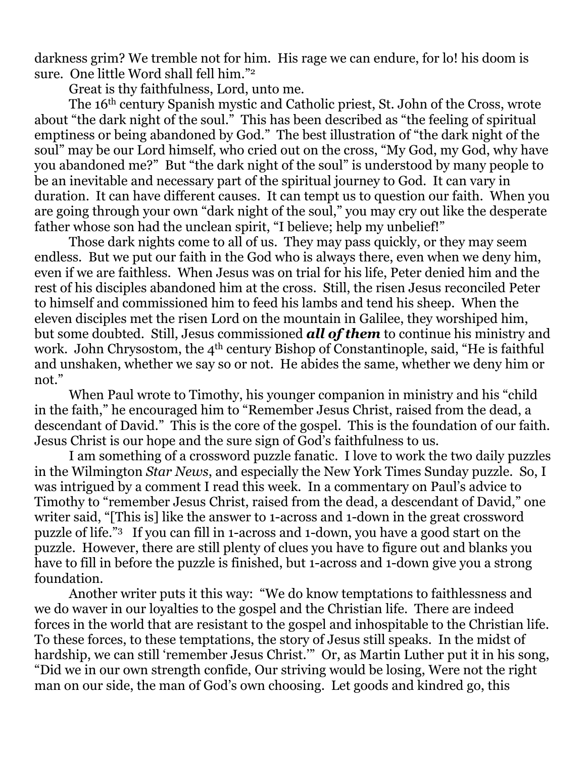darkness grim? We tremble not for him. His rage we can endure, for lo! his doom is sure. One little Word shall fell him."[2]

Great is thy faithfulness, Lord, unto me.

The 16th century Spanish mystic and Catholic priest, St. John of the Cross, wrote about "the dark night of the soul." This has been described as "the feeling of spiritual emptiness or being abandoned by God." The best illustration of "the dark night of the soul" may be our Lord himself, who cried out on the cross, "My God, my God, why have you abandoned me?" But "the dark night of the soul" is understood by many people to be an inevitable and necessary part of the spiritual journey to God. It can vary in duration. It can have different causes. It can tempt us to question our faith. When you are going through your own "dark night of the soul," you may cry out like the desperate father whose son had the unclean spirit, "I believe; help my unbelief!"

Those dark nights come to all of us. They may pass quickly, or they may seem endless. But we put our faith in the God who is always there, even when we deny him, even if we are faithless. When Jesus was on trial for his life, Peter denied him and the rest of his disciples abandoned him at the cross. Still, the risen Jesus reconciled Peter to himself and commissioned him to feed his lambs and tend his sheep. When the eleven disciples met the risen Lord on the mountain in Galilee, they worshiped him, but some doubted. Still, Jesus commissioned ***all of them*** to continue his ministry and work. John Chrysostom, the 4th century Bishop of Constantinople, said, "He is faithful and unshaken, whether we say so or not. He abides the same, whether we deny him or not."

When Paul wrote to Timothy, his younger companion in ministry and his "child in the faith," he encouraged him to "Remember Jesus Christ, raised from the dead, a descendant of David." This is the core of the gospel. This is the foundation of our faith. Jesus Christ is our hope and the sure sign of God's faithfulness to us.

I am something of a crossword puzzle fanatic. I love to work the two daily puzzles in the Wilmington *Star News*, and especially the New York Times Sunday puzzle. So, I was intrigued by a comment I read this week. In a commentary on Paul's advice to Timothy to "remember Jesus Christ, raised from the dead, a descendant of David," one writer said, "[This is] like the answer to 1-across and 1-down in the great crossword puzzle of life."[3] If you can fill in 1-across and 1-down, you have a good start on the puzzle. However, there are still plenty of clues you have to figure out and blanks you have to fill in before the puzzle is finished, but 1-across and 1-down give you a strong foundation.

Another writer puts it this way: "We do know temptations to faithlessness and we do waver in our loyalties to the gospel and the Christian life. There are indeed forces in the world that are resistant to the gospel and inhospitable to the Christian life. To these forces, to these temptations, the story of Jesus still speaks. In the midst of hardship, we can still 'remember Jesus Christ.'" Or, as Martin Luther put it in his song, "Did we in our own strength confide, Our striving would be losing, Were not the right man on our side, the man of God's own choosing. Let goods and kindred go, this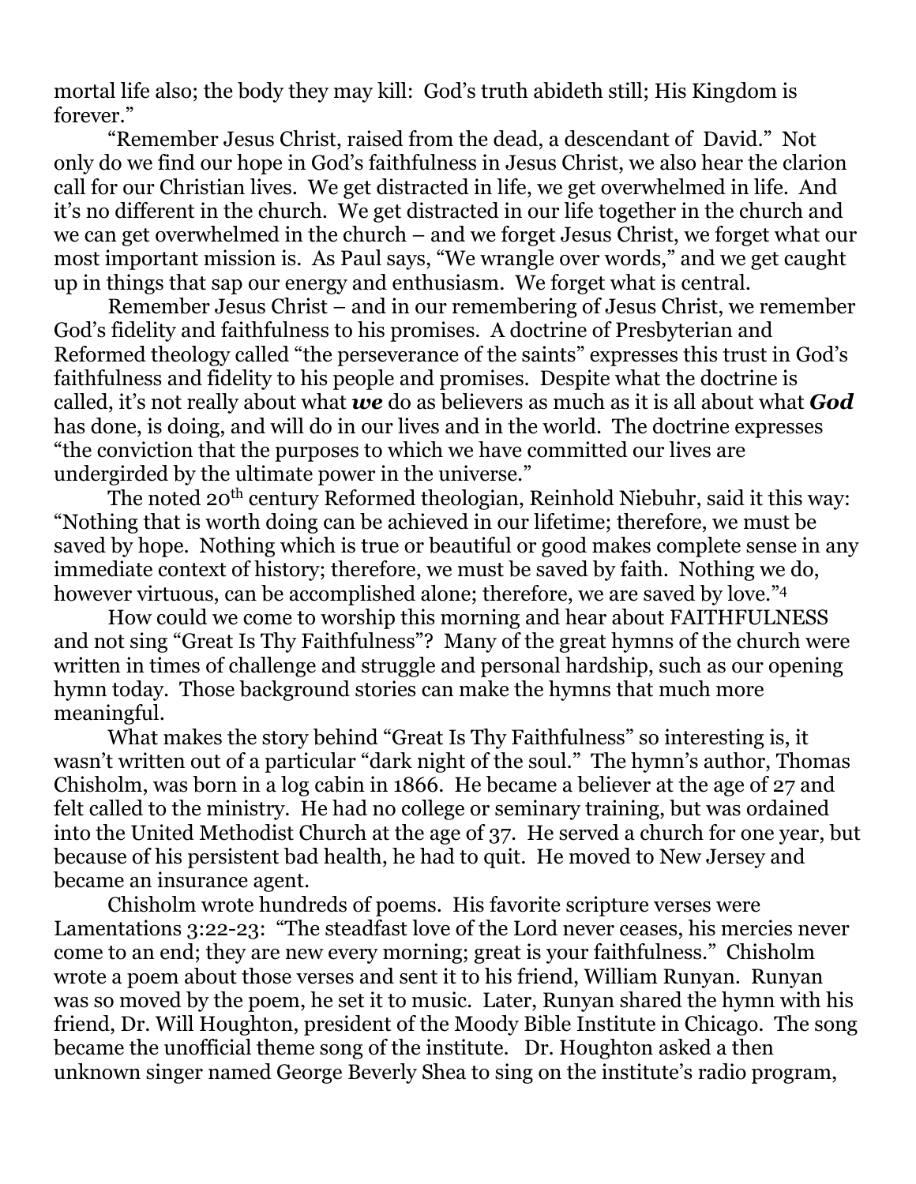mortal life also; the body they may kill: God's truth abideth still; His Kingdom is forever."

"Remember Jesus Christ, raised from the dead, a descendant of David." Not only do we find our hope in God's faithfulness in Jesus Christ, we also hear the clarion call for our Christian lives. We get distracted in life, we get overwhelmed in life. And it's no different in the church. We get distracted in our life together in the church and we can get overwhelmed in the church – and we forget Jesus Christ, we forget what our most important mission is. As Paul says, "We wrangle over words," and we get caught up in things that sap our energy and enthusiasm. We forget what is central.

Remember Jesus Christ – and in our remembering of Jesus Christ, we remember God's fidelity and faithfulness to his promises. A doctrine of Presbyterian and Reformed theology called "the perseverance of the saints" expresses this trust in God's faithfulness and fidelity to his people and promises. Despite what the doctrine is called, it's not really about what ***we*** do as believers as much as it is all about what ***God*** has done, is doing, and will do in our lives and in the world. The doctrine expresses "the conviction that the purposes to which we have committed our lives are undergirded by the ultimate power in the universe."

The noted 20th century Reformed theologian, Reinhold Niebuhr, said it this way: "Nothing that is worth doing can be achieved in our lifetime; therefore, we must be saved by hope. Nothing which is true or beautiful or good makes complete sense in any immediate context of history; therefore, we must be saved by faith. Nothing we do, however virtuous, can be accomplished alone; therefore, we are saved by love."[4]

How could we come to worship this morning and hear about FAITHFULNESS and not sing "Great Is Thy Faithfulness"? Many of the great hymns of the church were written in times of challenge and struggle and personal hardship, such as our opening hymn today. Those background stories can make the hymns that much more meaningful.

What makes the story behind "Great Is Thy Faithfulness" so interesting is, it wasn't written out of a particular "dark night of the soul." The hymn's author, Thomas Chisholm, was born in a log cabin in 1866. He became a believer at the age of 27 and felt called to the ministry. He had no college or seminary training, but was ordained into the United Methodist Church at the age of 37. He served a church for one year, but because of his persistent bad health, he had to quit. He moved to New Jersey and became an insurance agent.

Chisholm wrote hundreds of poems. His favorite scripture verses were Lamentations 3:22-23: "The steadfast love of the Lord never ceases, his mercies never come to an end; they are new every morning; great is your faithfulness." Chisholm wrote a poem about those verses and sent it to his friend, William Runyan. Runyan was so moved by the poem, he set it to music. Later, Runyan shared the hymn with his friend, Dr. Will Houghton, president of the Moody Bible Institute in Chicago. The song became the unofficial theme song of the institute. Dr. Houghton asked a then unknown singer named George Beverly Shea to sing on the institute's radio program,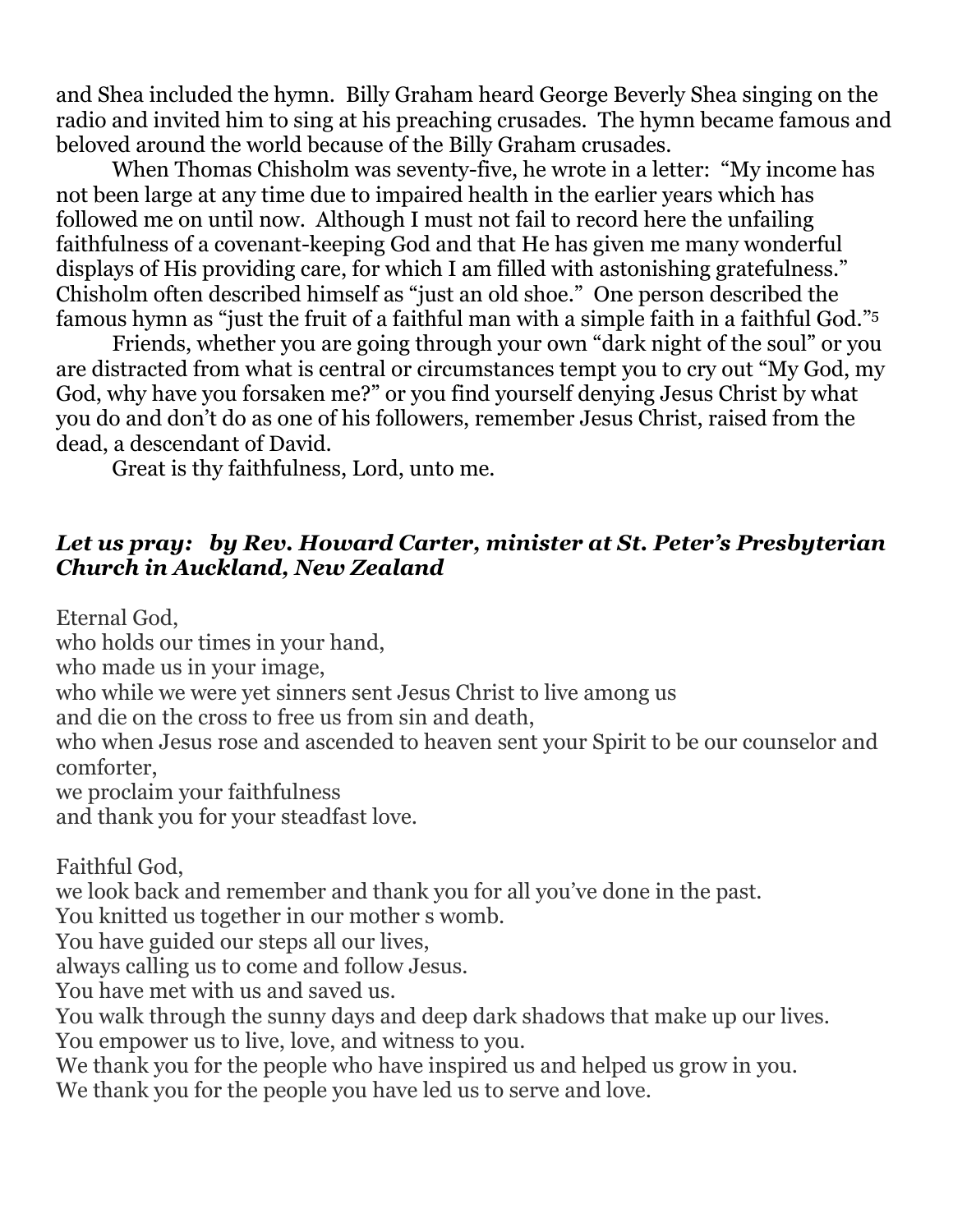and Shea included the hymn. Billy Graham heard George Beverly Shea singing on the radio and invited him to sing at his preaching crusades. The hymn became famous and beloved around the world because of the Billy Graham crusades.

When Thomas Chisholm was seventy-five, he wrote in a letter: "My income has not been large at any time due to impaired health in the earlier years which has followed me on until now. Although I must not fail to record here the unfailing faithfulness of a covenant-keeping God and that He has given me many wonderful displays of His providing care, for which I am filled with astonishing gratefulness." Chisholm often described himself as "just an old shoe." One person described the famous hymn as "just the fruit of a faithful man with a simple faith in a faithful God."[5]

Friends, whether you are going through your own "dark night of the soul" or you are distracted from what is central or circumstances tempt you to cry out "My God, my God, why have you forsaken me?" or you find yourself denying Jesus Christ by what you do and don't do as one of his followers, remember Jesus Christ, raised from the dead, a descendant of David.

Great is thy faithfulness, Lord, unto me.

### *Let us pray: by Rev. Howard Carter, minister at St. Peter's Presbyterian Church in Auckland, New Zealand*

Eternal God,
who holds our times in your hand,
who made us in your image,
who while we were yet sinners sent Jesus Christ to live among us
and die on the cross to free us from sin and death,
who when Jesus rose and ascended to heaven sent your Spirit to be our counselor and comforter,
we proclaim your faithfulness
and thank you for your steadfast love.

Faithful God,
we look back and remember and thank you for all you've done in the past.
You knitted us together in our mother s womb.
You have guided our steps all our lives,
always calling us to come and follow Jesus.
You have met with us and saved us.
You walk through the sunny days and deep dark shadows that make up our lives.
You empower us to live, love, and witness to you.
We thank you for the people who have inspired us and helped us grow in you.
We thank you for the people you have led us to serve and love.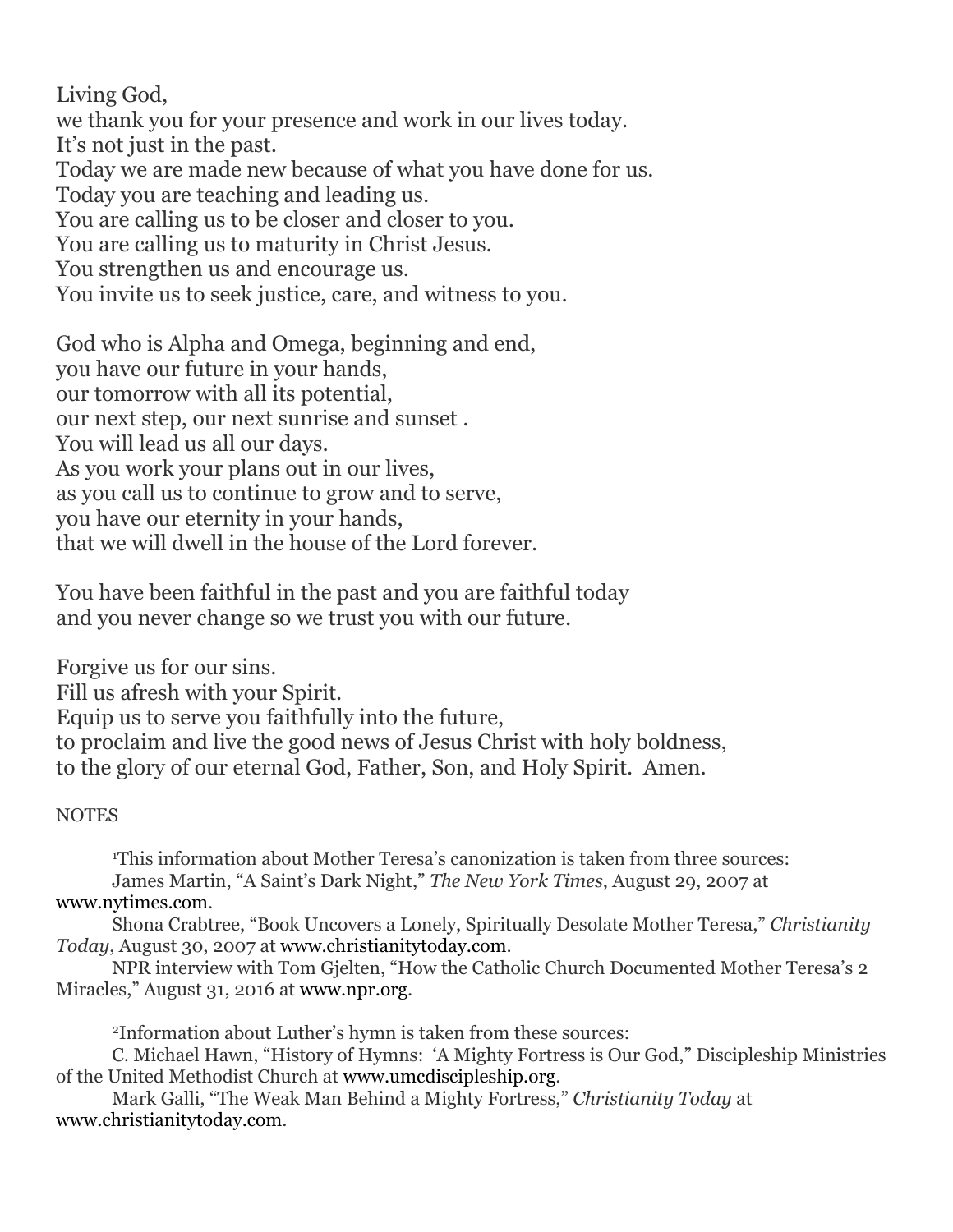Living God,  
we thank you for your presence and work in our lives today.  
It's not just in the past.  
Today we are made new because of what you have done for us.  
Today you are teaching and leading us.  
You are calling us to be closer and closer to you.  
You are calling us to maturity in Christ Jesus.  
You strengthen us and encourage us.  
You invite us to seek justice, care, and witness to you.

God who is Alpha and Omega, beginning and end,  
you have our future in your hands,  
our tomorrow with all its potential,  
our next step, our next sunrise and sunset .  
You will lead us all our days.  
As you work your plans out in our lives,  
as you call us to continue to grow and to serve,  
you have our eternity in your hands,  
that we will dwell in the house of the Lord forever.

You have been faithful in the past and you are faithful today  
and you never change so we trust you with our future.

Forgive us for our sins.  
Fill us afresh with your Spirit.  
Equip us to serve you faithfully into the future,  
to proclaim and live the good news of Jesus Christ with holy boldness,  
to the glory of our eternal God, Father, Son, and Holy Spirit. Amen.

NOTES

[1]This information about Mother Teresa's canonization is taken from three sources:

James Martin, "A Saint's Dark Night," *The New York Times*, August 29, 2007 at www.nytimes.com.

Shona Crabtree, "Book Uncovers a Lonely, Spiritually Desolate Mother Teresa," *Christianity Today*, August 30, 2007 at www.christianitytoday.com.

NPR interview with Tom Gjelten, "How the Catholic Church Documented Mother Teresa's 2 Miracles," August 31, 2016 at www.npr.org.

[2]Information about Luther's hymn is taken from these sources:

C. Michael Hawn, "History of Hymns: 'A Mighty Fortress is Our God," Discipleship Ministries of the United Methodist Church at www.umcdiscipleship.org.

Mark Galli, "The Weak Man Behind a Mighty Fortress," *Christianity Today* at www.christianitytoday.com.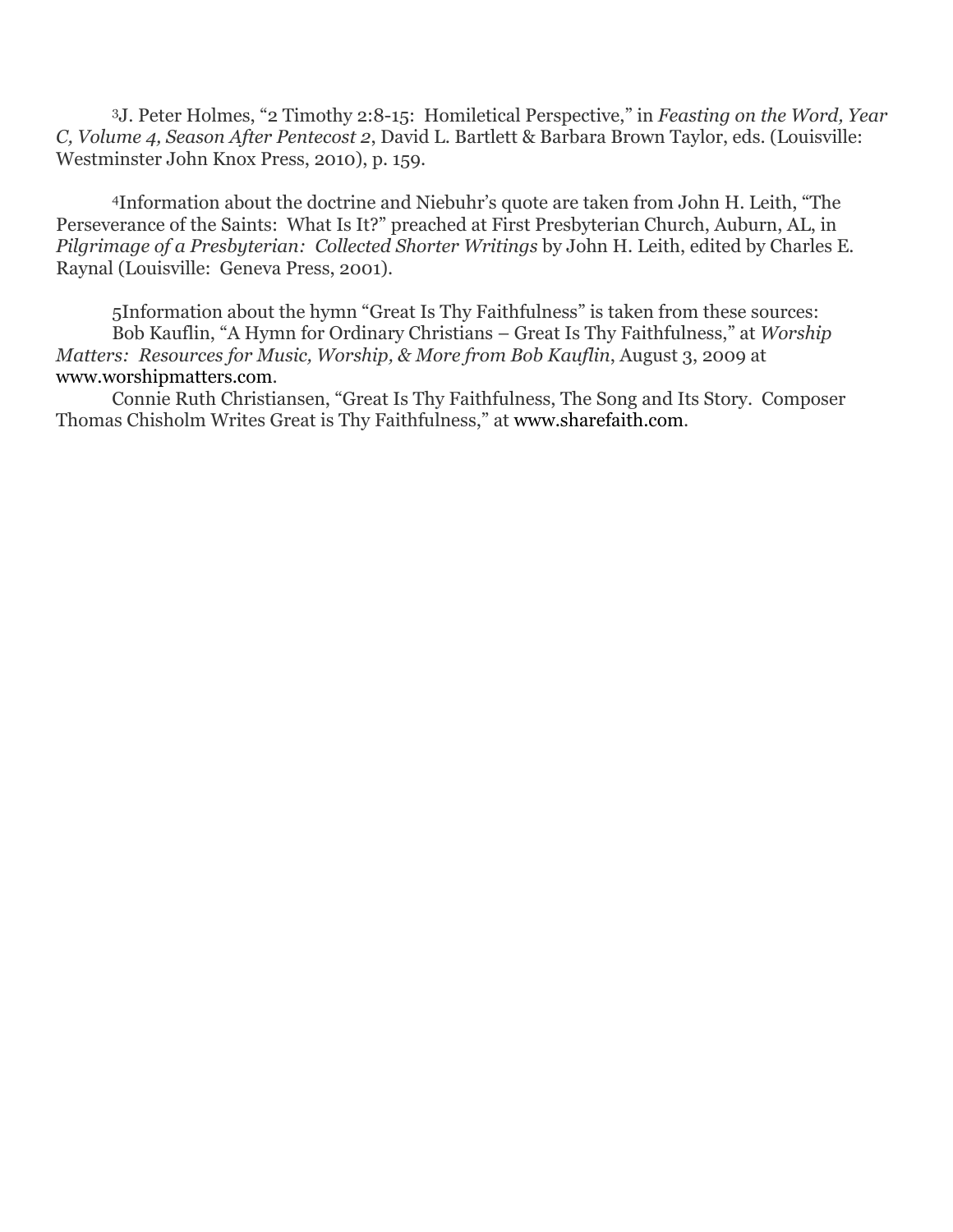[3]J. Peter Holmes, "2 Timothy 2:8-15: Homiletical Perspective," in *Feasting on the Word, Year C, Volume 4, Season After Pentecost 2*, David L. Bartlett & Barbara Brown Taylor, eds. (Louisville: Westminster John Knox Press, 2010), p. 159.

[4]Information about the doctrine and Niebuhr's quote are taken from John H. Leith, "The Perseverance of the Saints: What Is It?" preached at First Presbyterian Church, Auburn, AL, in *Pilgrimage of a Presbyterian: Collected Shorter Writings* by John H. Leith, edited by Charles E. Raynal (Louisville: Geneva Press, 2001).

5Information about the hymn "Great Is Thy Faithfulness" is taken from these sources:

Bob Kauflin, "A Hymn for Ordinary Christians – Great Is Thy Faithfulness," at *Worship Matters: Resources for Music, Worship, & More from Bob Kauflin*, August 3, 2009 at www.worshipmatters.com.

Connie Ruth Christiansen, "Great Is Thy Faithfulness, The Song and Its Story. Composer Thomas Chisholm Writes Great is Thy Faithfulness," at www.sharefaith.com.